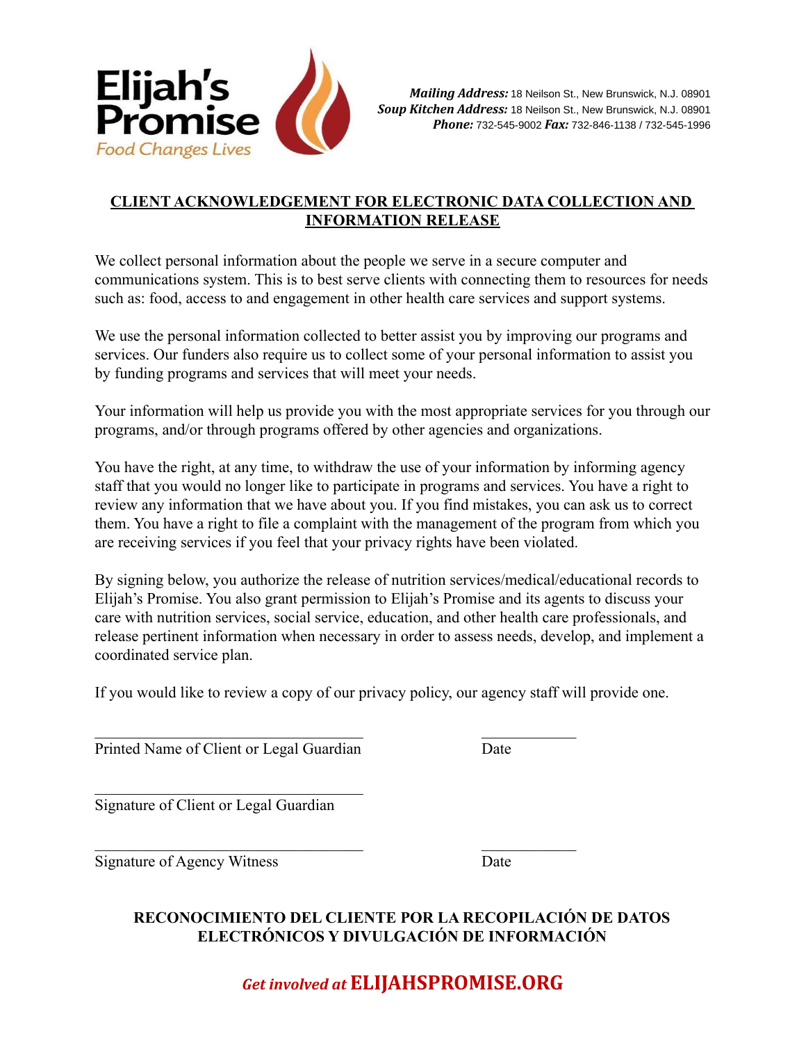Elijah's Promise
Food Changes Lives

***Mailing Address:*** 18 Neilson St., New Brunswick, N.J. 08901
***Soup Kitchen Address:*** 18 Neilson St., New Brunswick, N.J. 08901
***Phone:*** 732-545-9002 ***Fax:*** 732-846-1138 / 732-545-1996

## CLIENT ACKNOWLEDGEMENT FOR ELECTRONIC DATA COLLECTION AND INFORMATION RELEASE

We collect personal information about the people we serve in a secure computer and communications system. This is to best serve clients with connecting them to resources for needs such as: food, access to and engagement in other health care services and support systems.

We use the personal information collected to better assist you by improving our programs and services. Our funders also require us to collect some of your personal information to assist you by funding programs and services that will meet your needs.

Your information will help us provide you with the most appropriate services for you through our programs, and/or through programs offered by other agencies and organizations.

You have the right, at any time, to withdraw the use of your information by informing agency staff that you would no longer like to participate in programs and services. You have a right to review any information that we have about you. If you find mistakes, you can ask us to correct them. You have a right to file a complaint with the management of the program from which you are receiving services if you feel that your privacy rights have been violated.

By signing below, you authorize the release of nutrition services/medical/educational records to Elijah's Promise. You also grant permission to Elijah's Promise and its agents to discuss your care with nutrition services, social service, education, and other health care professionals, and release pertinent information when necessary in order to assess needs, develop, and implement a coordinated service plan.

If you would like to review a copy of our privacy policy, our agency staff will provide one.

\_\_\_\_\_\_\_\_\_\_\_\_\_\_\_\_\_\_\_\_\_\_\_\_\_\_\_\_\_\_\_\_\_\_\_ \_\_\_\_\_\_\_\_\_\_\_\_
Printed Name of Client or Legal Guardian Date

\_\_\_\_\_\_\_\_\_\_\_\_\_\_\_\_\_\_\_\_\_\_\_\_\_\_\_\_\_\_\_\_\_\_\_
Signature of Client or Legal Guardian

\_\_\_\_\_\_\_\_\_\_\_\_\_\_\_\_\_\_\_\_\_\_\_\_\_\_\_\_\_\_\_\_\_\_\_ \_\_\_\_\_\_\_\_\_\_\_\_
Signature of Agency Witness Date

## RECONOCIMIENTO DEL CLIENTE POR LA RECOPILACIÓN DE DATOS ELECTRÓNICOS Y DIVULGACIÓN DE INFORMACIÓN

***Get involved at* ELIJAHSPROMISE.ORG**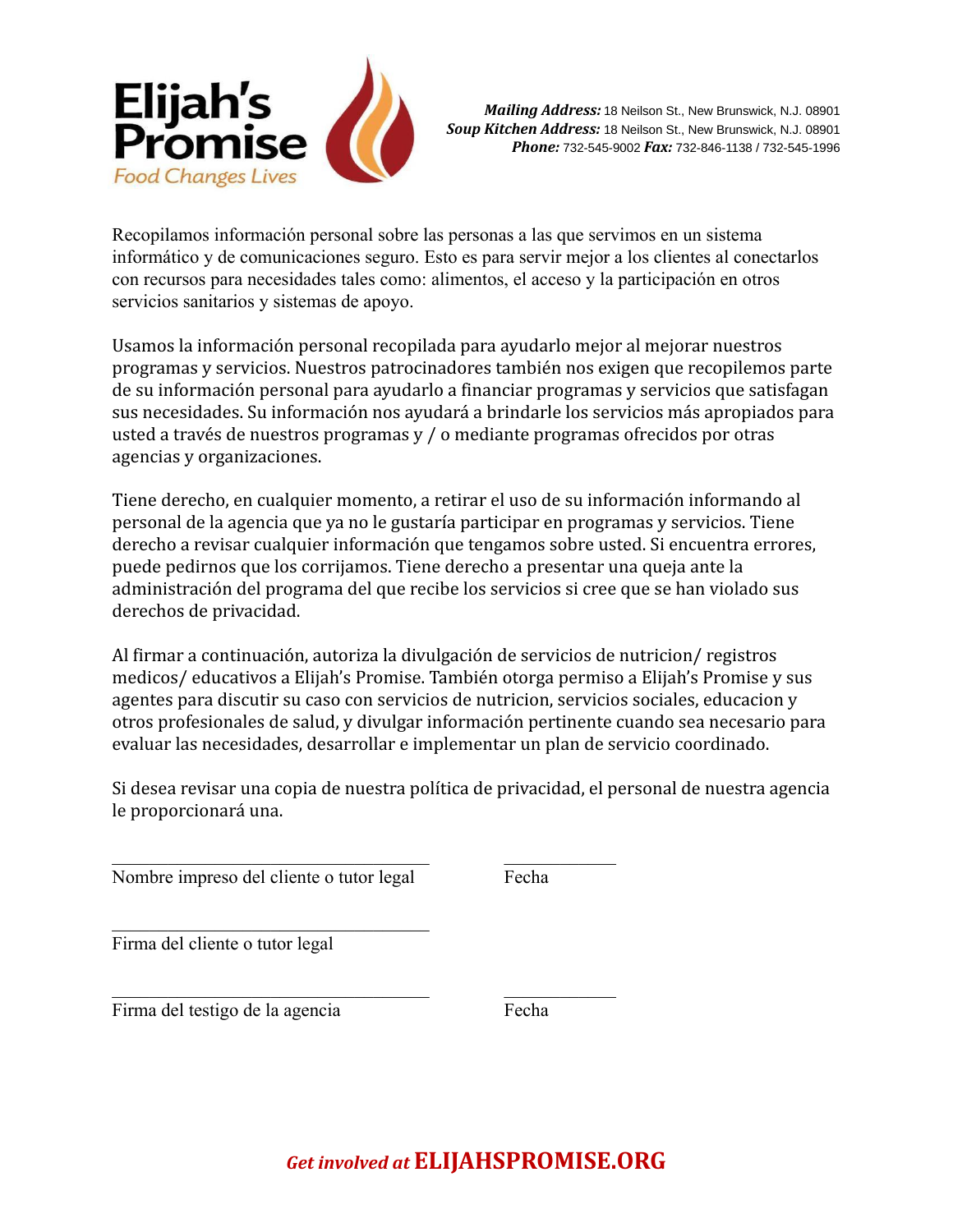Elijah's Promise
Food Changes Lives

***Mailing Address:*** 18 Neilson St., New Brunswick, N.J. 08901
***Soup Kitchen Address:*** 18 Neilson St., New Brunswick, N.J. 08901
***Phone:*** 732-545-9002 ***Fax:*** 732-846-1138 / 732-545-1996

Recopilamos información personal sobre las personas a las que servimos en un sistema informático y de comunicaciones seguro. Esto es para servir mejor a los clientes al conectarlos con recursos para necesidades tales como: alimentos, el acceso y la participación en otros servicios sanitarios y sistemas de apoyo.

Usamos la información personal recopilada para ayudarlo mejor al mejorar nuestros programas y servicios. Nuestros patrocinadores también nos exigen que recopilemos parte de su información personal para ayudarlo a financiar programas y servicios que satisfagan sus necesidades. Su información nos ayudará a brindarle los servicios más apropiados para usted a través de nuestros programas y / o mediante programas ofrecidos por otras agencias y organizaciones.

Tiene derecho, en cualquier momento, a retirar el uso de su información informando al personal de la agencia que ya no le gustaría participar en programas y servicios. Tiene derecho a revisar cualquier información que tengamos sobre usted. Si encuentra errores, puede pedirnos que los corrijamos. Tiene derecho a presentar una queja ante la administración del programa del que recibe los servicios si cree que se han violado sus derechos de privacidad.

Al firmar a continuación, autoriza la divulgación de servicios de nutricion/ registros medicos/ educativos a Elijah's Promise. También otorga permiso a Elijah's Promise y sus agentes para discutir su caso con servicios de nutricion, servicios sociales, educacion y otros profesionales de salud, y divulgar información pertinente cuando sea necesario para evaluar las necesidades, desarrollar e implementar un plan de servicio coordinado.

Si desea revisar una copia de nuestra política de privacidad, el personal de nuestra agencia le proporcionará una.

\_\_\_\_\_\_\_\_\_\_\_\_\_\_\_\_\_\_\_\_\_\_\_\_\_\_\_\_\_\_\_\_\_\_ \_\_\_\_\_\_\_\_\_\_\_\_
Nombre impreso del cliente o tutor legal Fecha

\_\_\_\_\_\_\_\_\_\_\_\_\_\_\_\_\_\_\_\_\_\_\_\_\_\_\_\_\_\_\_\_\_\_
Firma del cliente o tutor legal

\_\_\_\_\_\_\_\_\_\_\_\_\_\_\_\_\_\_\_\_\_\_\_\_\_\_\_\_\_\_\_\_\_\_ \_\_\_\_\_\_\_\_\_\_\_\_
Firma del testigo de la agencia Fecha

***Get involved at* ELIJAHSPROMISE.ORG**